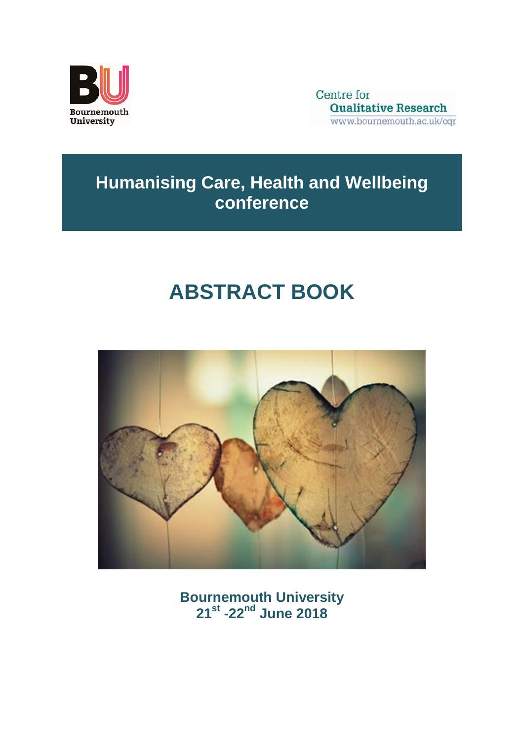Bournemouth University

Centre for Qualitative Research
www.bournemouth.ac.uk/cqr

# Humanising Care, Health and Wellbeing conference

# ABSTRACT BOOK

**Bournemouth University**
**21st -22nd June 2018**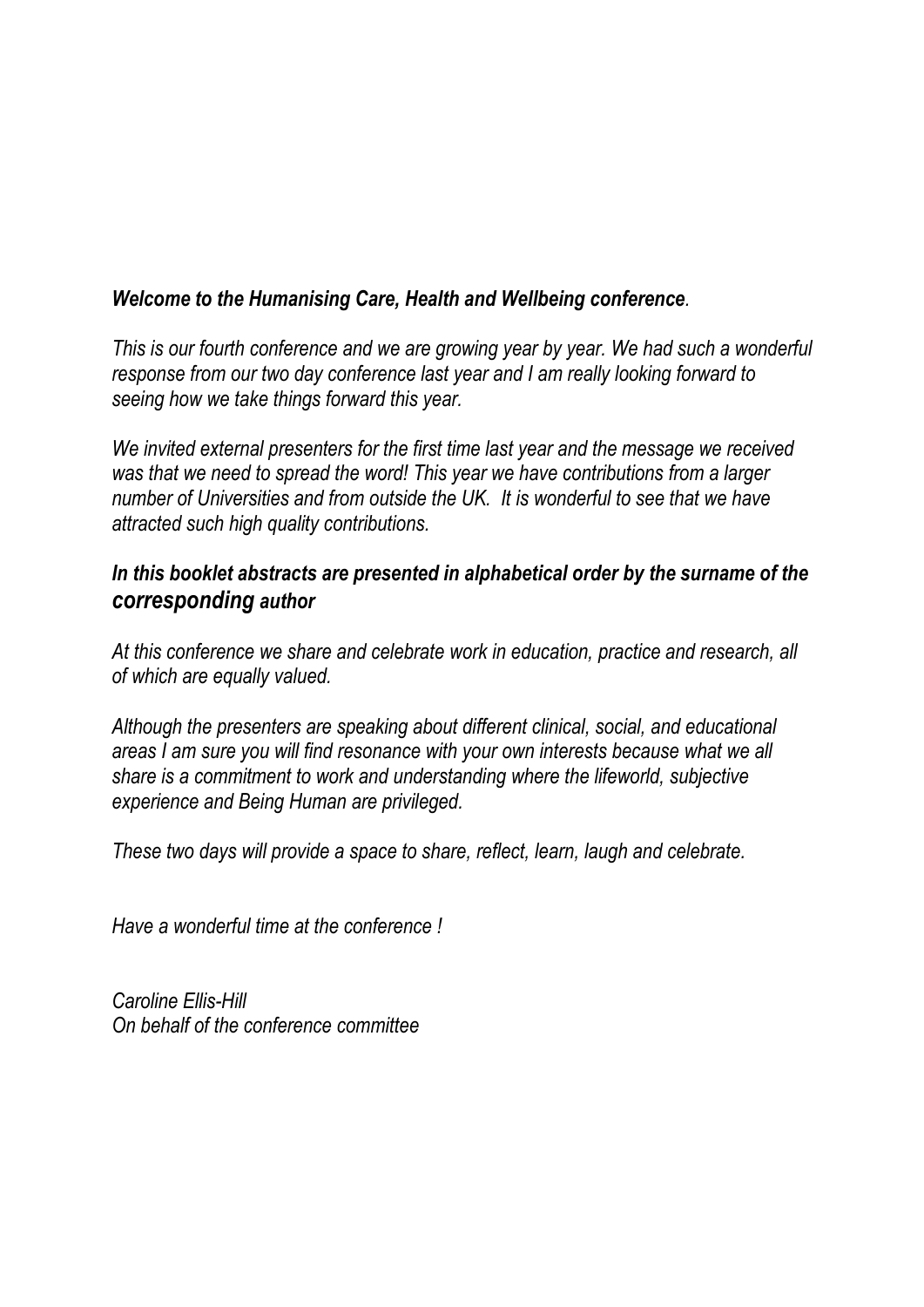***Welcome to the Humanising Care, Health and Wellbeing conference**.*

*This is our fourth conference and we are growing year by year. We had such a wonderful response from our two day conference last year and I am really looking forward to seeing how we take things forward this year.*

*We invited external presenters for the first time last year and the message we received was that we need to spread the word! This year we have contributions from a larger number of Universities and from outside the UK. It is wonderful to see that we have attracted such high quality contributions.*

***In this booklet abstracts are presented in alphabetical order by the surname of the corresponding author***

*At this conference we share and celebrate work in education, practice and research, all of which are equally valued.*

*Although the presenters are speaking about different clinical, social, and educational areas I am sure you will find resonance with your own interests because what we all share is a commitment to work and understanding where the lifeworld, subjective experience and Being Human are privileged.*

*These two days will provide a space to share, reflect, learn, laugh and celebrate.*

*Have a wonderful time at the conference !*

*Caroline Ellis-Hill*
*On behalf of the conference committee*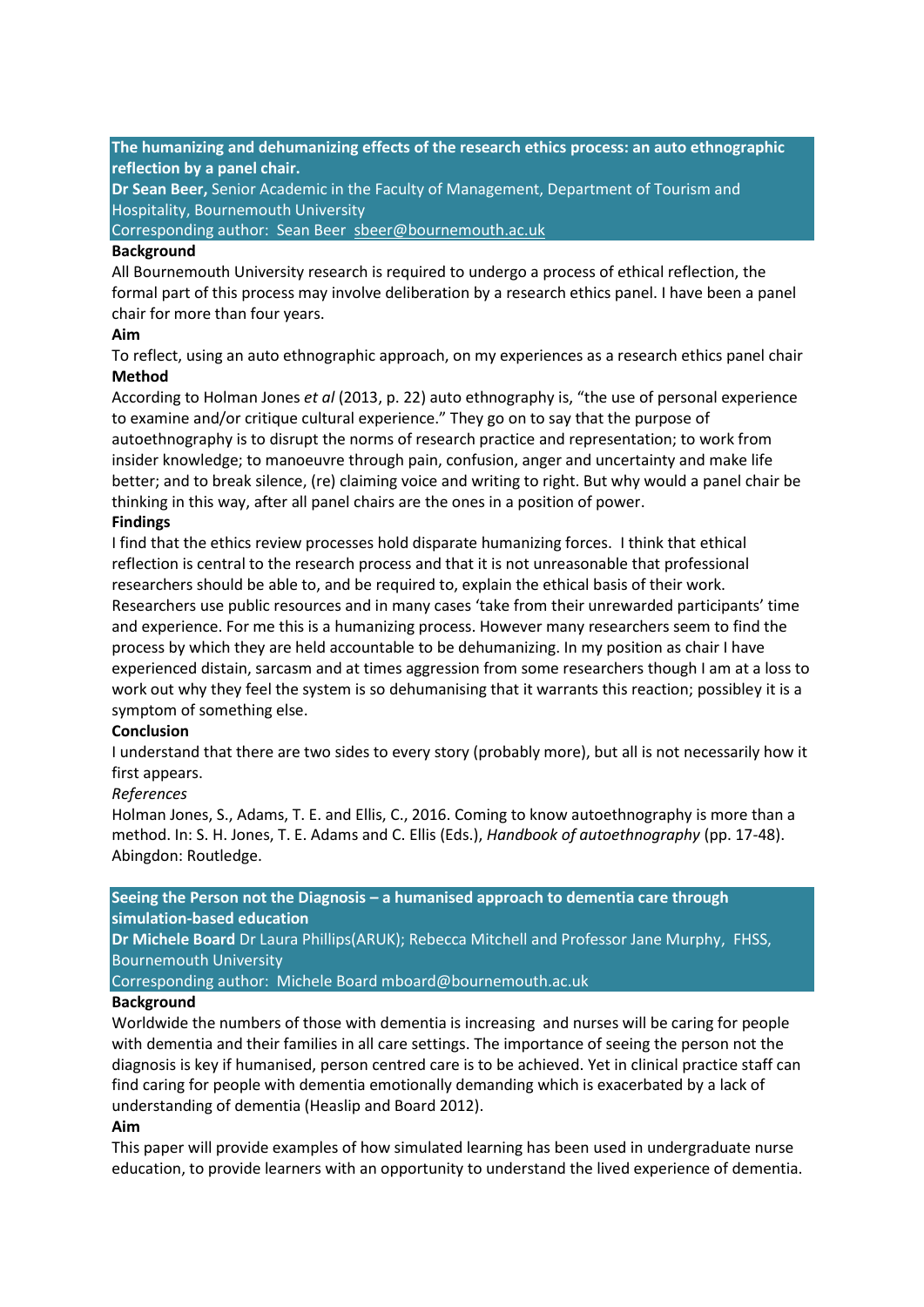**The humanizing and dehumanizing effects of the research ethics process: an auto ethnographic reflection by a panel chair.**

**Dr Sean Beer,** Senior Academic in the Faculty of Management, Department of Tourism and Hospitality, Bournemouth University

Corresponding author: Sean Beer sbeer@bournemouth.ac.uk

**Background**

All Bournemouth University research is required to undergo a process of ethical reflection, the formal part of this process may involve deliberation by a research ethics panel. I have been a panel chair for more than four years.

**Aim**

To reflect, using an auto ethnographic approach, on my experiences as a research ethics panel chair

**Method**

According to Holman Jones *et al* (2013, p. 22) auto ethnography is, "the use of personal experience to examine and/or critique cultural experience." They go on to say that the purpose of autoethnography is to disrupt the norms of research practice and representation; to work from insider knowledge; to manoeuvre through pain, confusion, anger and uncertainty and make life better; and to break silence, (re) claiming voice and writing to right. But why would a panel chair be thinking in this way, after all panel chairs are the ones in a position of power.

**Findings**

I find that the ethics review processes hold disparate humanizing forces. I think that ethical reflection is central to the research process and that it is not unreasonable that professional researchers should be able to, and be required to, explain the ethical basis of their work. Researchers use public resources and in many cases 'take from their unrewarded participants' time and experience. For me this is a humanizing process. However many researchers seem to find the process by which they are held accountable to be dehumanizing. In my position as chair I have experienced distain, sarcasm and at times aggression from some researchers though I am at a loss to work out why they feel the system is so dehumanising that it warrants this reaction; possibley it is a symptom of something else.

**Conclusion**

I understand that there are two sides to every story (probably more), but all is not necessarily how it first appears.

*References*

Holman Jones, S., Adams, T. E. and Ellis, C., 2016. Coming to know autoethnography is more than a method. In: S. H. Jones, T. E. Adams and C. Ellis (Eds.), *Handbook of autoethnography* (pp. 17-48). Abingdon: Routledge.

**Seeing the Person not the Diagnosis – a humanised approach to dementia care through simulation-based education**

**Dr Michele Board** Dr Laura Phillips(ARUK); Rebecca Mitchell and Professor Jane Murphy, FHSS, Bournemouth University

Corresponding author: Michele Board mboard@bournemouth.ac.uk

**Background**

Worldwide the numbers of those with dementia is increasing and nurses will be caring for people with dementia and their families in all care settings. The importance of seeing the person not the diagnosis is key if humanised, person centred care is to be achieved. Yet in clinical practice staff can find caring for people with dementia emotionally demanding which is exacerbated by a lack of understanding of dementia (Heaslip and Board 2012).

**Aim**

This paper will provide examples of how simulated learning has been used in undergraduate nurse education, to provide learners with an opportunity to understand the lived experience of dementia.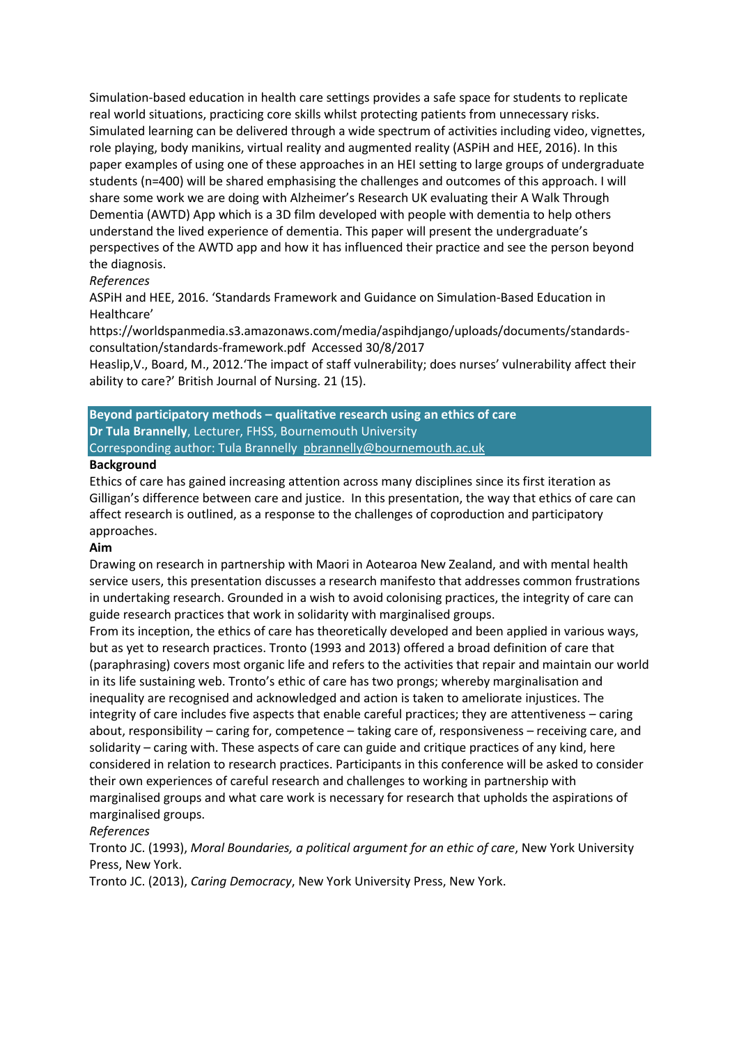Simulation-based education in health care settings provides a safe space for students to replicate real world situations, practicing core skills whilst protecting patients from unnecessary risks. Simulated learning can be delivered through a wide spectrum of activities including video, vignettes, role playing, body manikins, virtual reality and augmented reality (ASPiH and HEE, 2016). In this paper examples of using one of these approaches in an HEI setting to large groups of undergraduate students (n=400) will be shared emphasising the challenges and outcomes of this approach. I will share some work we are doing with Alzheimer's Research UK evaluating their A Walk Through Dementia (AWTD) App which is a 3D film developed with people with dementia to help others understand the lived experience of dementia. This paper will present the undergraduate's perspectives of the AWTD app and how it has influenced their practice and see the person beyond the diagnosis.

*References*

ASPiH and HEE, 2016. 'Standards Framework and Guidance on Simulation-Based Education in Healthcare' https://worldspanmedia.s3.amazonaws.com/media/aspihdjango/uploads/documents/standards-consultation/standards-framework.pdf Accessed 30/8/2017

Heaslip,V., Board, M., 2012.'The impact of staff vulnerability; does nurses' vulnerability affect their ability to care?' British Journal of Nursing. 21 (15).

## Beyond participatory methods – qualitative research using an ethics of care

**Dr Tula Brannelly**, Lecturer, FHSS, Bournemouth University

Corresponding author: Tula Brannelly pbrannelly@bournemouth.ac.uk

**Background**

Ethics of care has gained increasing attention across many disciplines since its first iteration as Gilligan's difference between care and justice. In this presentation, the way that ethics of care can affect research is outlined, as a response to the challenges of coproduction and participatory approaches.

**Aim**

Drawing on research in partnership with Maori in Aotearoa New Zealand, and with mental health service users, this presentation discusses a research manifesto that addresses common frustrations in undertaking research. Grounded in a wish to avoid colonising practices, the integrity of care can guide research practices that work in solidarity with marginalised groups.

From its inception, the ethics of care has theoretically developed and been applied in various ways, but as yet to research practices. Tronto (1993 and 2013) offered a broad definition of care that (paraphrasing) covers most organic life and refers to the activities that repair and maintain our world in its life sustaining web. Tronto's ethic of care has two prongs; whereby marginalisation and inequality are recognised and acknowledged and action is taken to ameliorate injustices. The integrity of care includes five aspects that enable careful practices; they are attentiveness – caring about, responsibility – caring for, competence – taking care of, responsiveness – receiving care, and solidarity – caring with. These aspects of care can guide and critique practices of any kind, here considered in relation to research practices. Participants in this conference will be asked to consider their own experiences of careful research and challenges to working in partnership with marginalised groups and what care work is necessary for research that upholds the aspirations of marginalised groups.

*References*

Tronto JC. (1993), *Moral Boundaries, a political argument for an ethic of care*, New York University Press, New York.

Tronto JC. (2013), *Caring Democracy*, New York University Press, New York.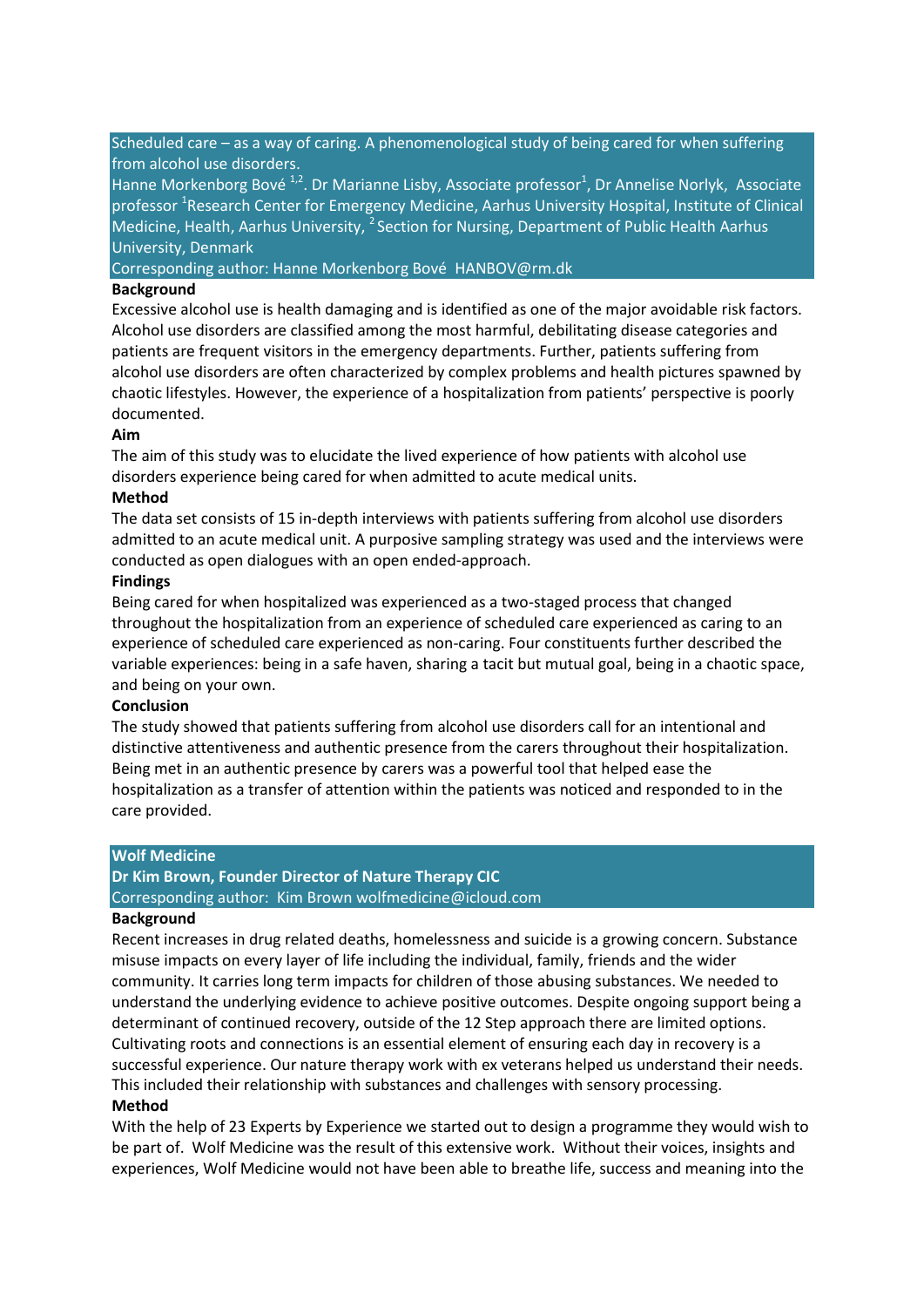## Scheduled care – as a way of caring. A phenomenological study of being cared for when suffering from alcohol use disorders.

Hanne Morkenborg Bové [1,2]. Dr Marianne Lisby, Associate professor[1], Dr Annelise Norlyk, Associate professor [1]Research Center for Emergency Medicine, Aarhus University Hospital, Institute of Clinical Medicine, Health, Aarhus University, [2] Section for Nursing, Department of Public Health Aarhus University, Denmark

Corresponding author: Hanne Morkenborg Bové HANBOV@rm.dk

**Background**

Excessive alcohol use is health damaging and is identified as one of the major avoidable risk factors. Alcohol use disorders are classified among the most harmful, debilitating disease categories and patients are frequent visitors in the emergency departments. Further, patients suffering from alcohol use disorders are often characterized by complex problems and health pictures spawned by chaotic lifestyles. However, the experience of a hospitalization from patients' perspective is poorly documented.

**Aim**

The aim of this study was to elucidate the lived experience of how patients with alcohol use disorders experience being cared for when admitted to acute medical units.

**Method**

The data set consists of 15 in-depth interviews with patients suffering from alcohol use disorders admitted to an acute medical unit. A purposive sampling strategy was used and the interviews were conducted as open dialogues with an open ended-approach.

**Findings**

Being cared for when hospitalized was experienced as a two-staged process that changed throughout the hospitalization from an experience of scheduled care experienced as caring to an experience of scheduled care experienced as non-caring. Four constituents further described the variable experiences: being in a safe haven, sharing a tacit but mutual goal, being in a chaotic space, and being on your own.

**Conclusion**

The study showed that patients suffering from alcohol use disorders call for an intentional and distinctive attentiveness and authentic presence from the carers throughout their hospitalization. Being met in an authentic presence by carers was a powerful tool that helped ease the hospitalization as a transfer of attention within the patients was noticed and responded to in the care provided.

## Wolf Medicine

**Dr Kim Brown, Founder Director of Nature Therapy CIC**

Corresponding author: Kim Brown wolfmedicine@icloud.com

**Background**

Recent increases in drug related deaths, homelessness and suicide is a growing concern. Substance misuse impacts on every layer of life including the individual, family, friends and the wider community. It carries long term impacts for children of those abusing substances. We needed to understand the underlying evidence to achieve positive outcomes. Despite ongoing support being a determinant of continued recovery, outside of the 12 Step approach there are limited options. Cultivating roots and connections is an essential element of ensuring each day in recovery is a successful experience. Our nature therapy work with ex veterans helped us understand their needs. This included their relationship with substances and challenges with sensory processing.

**Method**

With the help of 23 Experts by Experience we started out to design a programme they would wish to be part of. Wolf Medicine was the result of this extensive work. Without their voices, insights and experiences, Wolf Medicine would not have been able to breathe life, success and meaning into the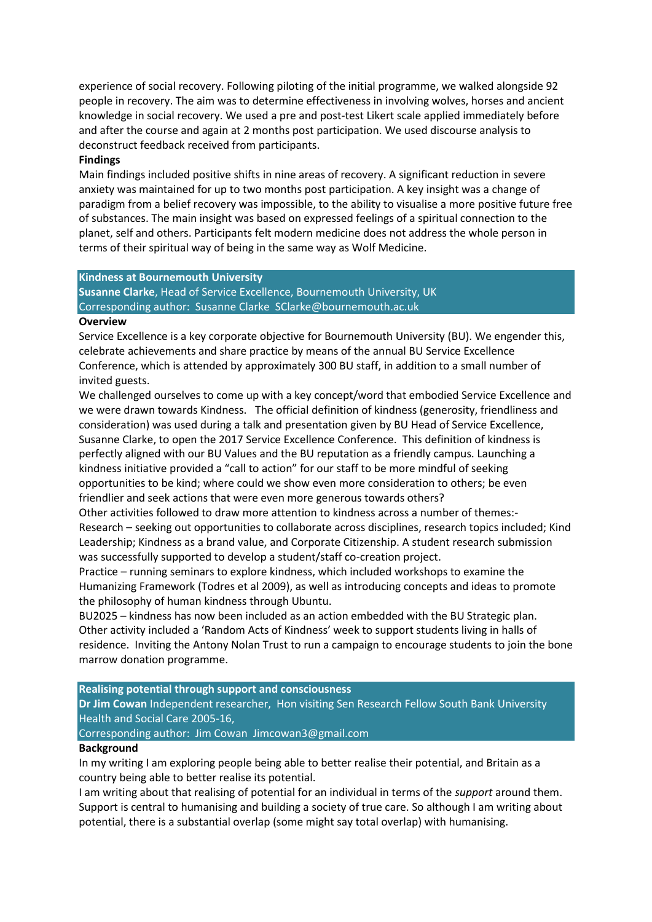experience of social recovery. Following piloting of the initial programme, we walked alongside 92 people in recovery. The aim was to determine effectiveness in involving wolves, horses and ancient knowledge in social recovery. We used a pre and post-test Likert scale applied immediately before and after the course and again at 2 months post participation. We used discourse analysis to deconstruct feedback received from participants.

**Findings**

Main findings included positive shifts in nine areas of recovery. A significant reduction in severe anxiety was maintained for up to two months post participation. A key insight was a change of paradigm from a belief recovery was impossible, to the ability to visualise a more positive future free of substances. The main insight was based on expressed feelings of a spiritual connection to the planet, self and others. Participants felt modern medicine does not address the whole person in terms of their spiritual way of being in the same way as Wolf Medicine.

## Kindness at Bournemouth University

**Susanne Clarke**, Head of Service Excellence, Bournemouth University, UK

Corresponding author: Susanne Clarke SClarke@bournemouth.ac.uk

**Overview**

Service Excellence is a key corporate objective for Bournemouth University (BU). We engender this, celebrate achievements and share practice by means of the annual BU Service Excellence Conference, which is attended by approximately 300 BU staff, in addition to a small number of invited guests.

We challenged ourselves to come up with a key concept/word that embodied Service Excellence and we were drawn towards Kindness. The official definition of kindness (generosity, friendliness and consideration) was used during a talk and presentation given by BU Head of Service Excellence, Susanne Clarke, to open the 2017 Service Excellence Conference. This definition of kindness is perfectly aligned with our BU Values and the BU reputation as a friendly campus. Launching a kindness initiative provided a "call to action" for our staff to be more mindful of seeking opportunities to be kind; where could we show even more consideration to others; be even friendlier and seek actions that were even more generous towards others?

Other activities followed to draw more attention to kindness across a number of themes:-

Research – seeking out opportunities to collaborate across disciplines, research topics included; Kind Leadership; Kindness as a brand value, and Corporate Citizenship. A student research submission was successfully supported to develop a student/staff co-creation project.

Practice – running seminars to explore kindness, which included workshops to examine the Humanizing Framework (Todres et al 2009), as well as introducing concepts and ideas to promote the philosophy of human kindness through Ubuntu.

BU2025 – kindness has now been included as an action embedded with the BU Strategic plan.

Other activity included a 'Random Acts of Kindness' week to support students living in halls of residence. Inviting the Antony Nolan Trust to run a campaign to encourage students to join the bone marrow donation programme.

## Realising potential through support and consciousness

**Dr Jim Cowan** Independent researcher, Hon visiting Sen Research Fellow South Bank University Health and Social Care 2005-16,

Corresponding author: Jim Cowan Jimcowan3@gmail.com

**Background**

In my writing I am exploring people being able to better realise their potential, and Britain as a country being able to better realise its potential.

I am writing about that realising of potential for an individual in terms of the *support* around them. Support is central to humanising and building a society of true care. So although I am writing about potential, there is a substantial overlap (some might say total overlap) with humanising.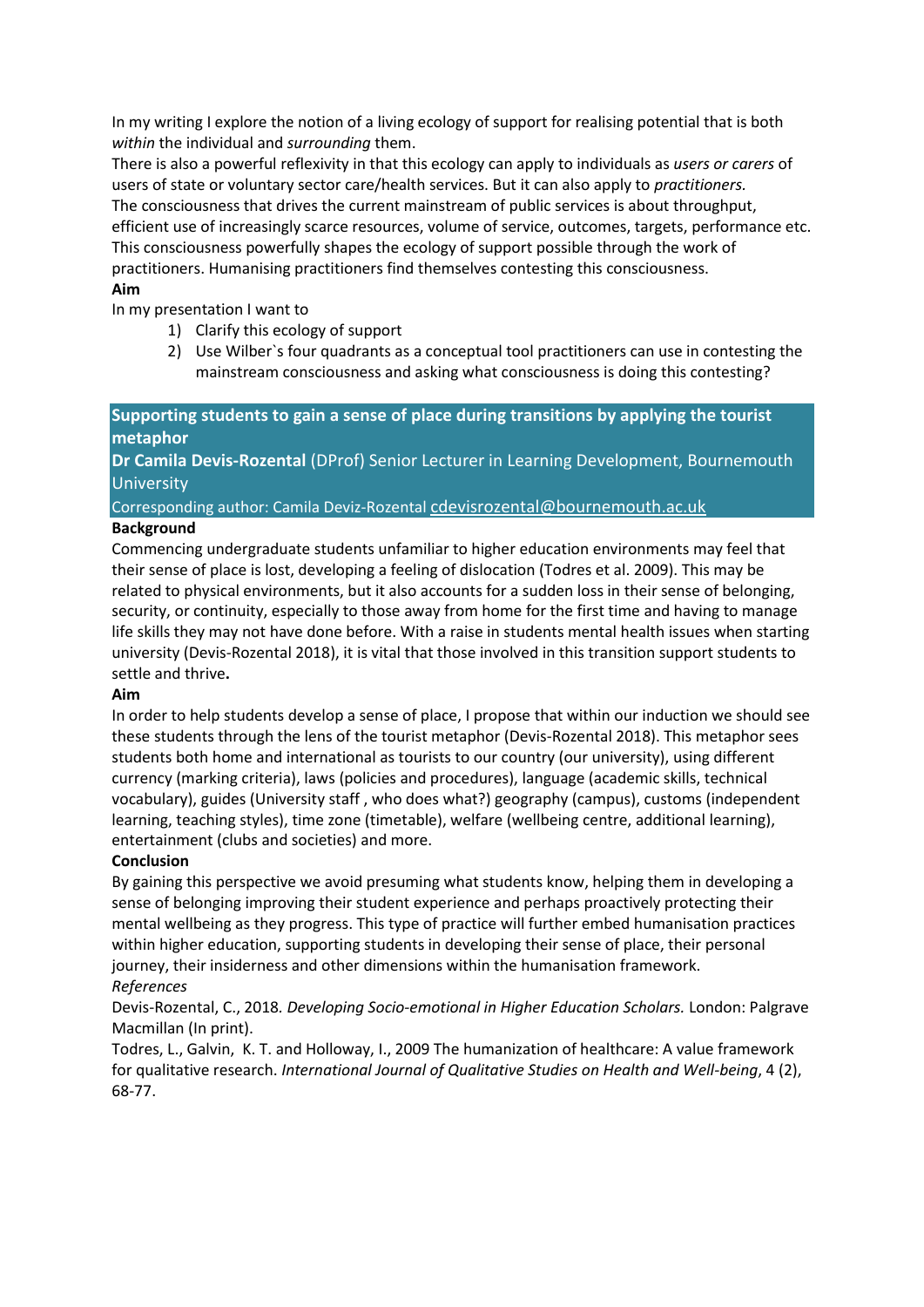In my writing I explore the notion of a living ecology of support for realising potential that is both *within* the individual and *surrounding* them.

There is also a powerful reflexivity in that this ecology can apply to individuals as *users or carers* of users of state or voluntary sector care/health services. But it can also apply to *practitioners.*

The consciousness that drives the current mainstream of public services is about throughput, efficient use of increasingly scarce resources, volume of service, outcomes, targets, performance etc. This consciousness powerfully shapes the ecology of support possible through the work of practitioners. Humanising practitioners find themselves contesting this consciousness.

**Aim**

In my presentation I want to

1) Clarify this ecology of support
2) Use Wilber`s four quadrants as a conceptual tool practitioners can use in contesting the mainstream consciousness and asking what consciousness is doing this contesting?

## Supporting students to gain a sense of place during transitions by applying the tourist metaphor

**Dr Camila Devis-Rozental** (DProf) Senior Lecturer in Learning Development, Bournemouth University

Corresponding author: Camila Deviz-Rozental cdevisrozental@bournemouth.ac.uk

**Background**

Commencing undergraduate students unfamiliar to higher education environments may feel that their sense of place is lost, developing a feeling of dislocation (Todres et al. 2009). This may be related to physical environments, but it also accounts for a sudden loss in their sense of belonging, security, or continuity, especially to those away from home for the first time and having to manage life skills they may not have done before. With a raise in students mental health issues when starting university (Devis-Rozental 2018), it is vital that those involved in this transition support students to settle and thrive**.**

**Aim**

In order to help students develop a sense of place, I propose that within our induction we should see these students through the lens of the tourist metaphor (Devis-Rozental 2018). This metaphor sees students both home and international as tourists to our country (our university), using different currency (marking criteria), laws (policies and procedures), language (academic skills, technical vocabulary), guides (University staff , who does what?) geography (campus), customs (independent learning, teaching styles), time zone (timetable), welfare (wellbeing centre, additional learning), entertainment (clubs and societies) and more.

**Conclusion**

By gaining this perspective we avoid presuming what students know, helping them in developing a sense of belonging improving their student experience and perhaps proactively protecting their mental wellbeing as they progress. This type of practice will further embed humanisation practices within higher education, supporting students in developing their sense of place, their personal journey, their insiderness and other dimensions within the humanisation framework.

*References*

Devis-Rozental, C., 2018*. Developing Socio-emotional in Higher Education Scholars.* London: Palgrave Macmillan (In print).

Todres, L., Galvin, K. T. and Holloway, I., 2009 The humanization of healthcare: A value framework for qualitative research. *International Journal of Qualitative Studies on Health and Well-being*, 4 (2), 68-77.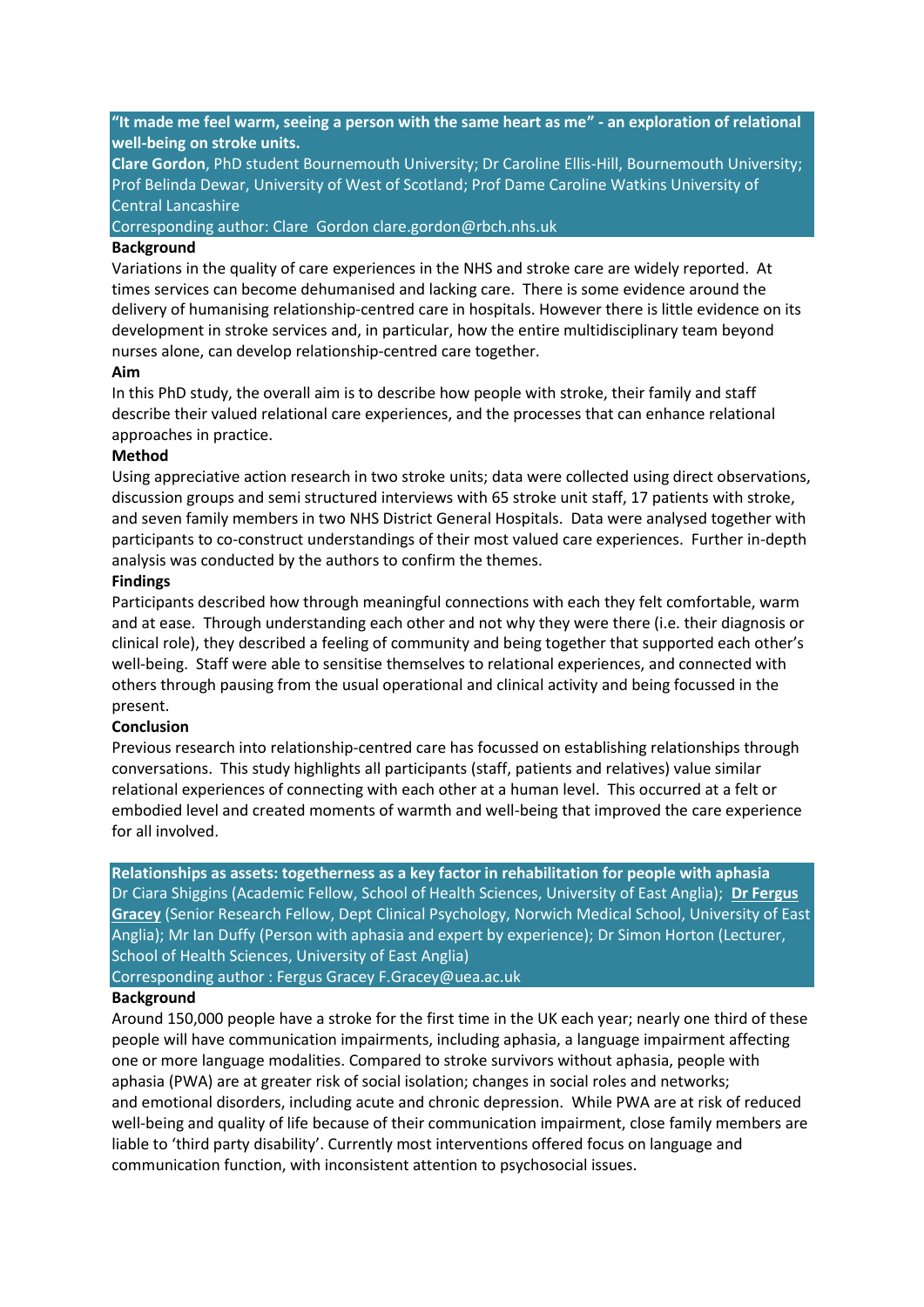### "It made me feel warm, seeing a person with the same heart as me" - an exploration of relational well-being on stroke units.

**Clare Gordon**, PhD student Bournemouth University; Dr Caroline Ellis-Hill, Bournemouth University; Prof Belinda Dewar, University of West of Scotland; Prof Dame Caroline Watkins University of Central Lancashire

Corresponding author: Clare Gordon clare.gordon@rbch.nhs.uk

**Background**

Variations in the quality of care experiences in the NHS and stroke care are widely reported. At times services can become dehumanised and lacking care. There is some evidence around the delivery of humanising relationship-centred care in hospitals. However there is little evidence on its development in stroke services and, in particular, how the entire multidisciplinary team beyond nurses alone, can develop relationship-centred care together.

**Aim**

In this PhD study, the overall aim is to describe how people with stroke, their family and staff describe their valued relational care experiences, and the processes that can enhance relational approaches in practice.

**Method**

Using appreciative action research in two stroke units; data were collected using direct observations, discussion groups and semi structured interviews with 65 stroke unit staff, 17 patients with stroke, and seven family members in two NHS District General Hospitals. Data were analysed together with participants to co-construct understandings of their most valued care experiences. Further in-depth analysis was conducted by the authors to confirm the themes.

**Findings**

Participants described how through meaningful connections with each they felt comfortable, warm and at ease. Through understanding each other and not why they were there (i.e. their diagnosis or clinical role), they described a feeling of community and being together that supported each other's well-being. Staff were able to sensitise themselves to relational experiences, and connected with others through pausing from the usual operational and clinical activity and being focussed in the present.

**Conclusion**

Previous research into relationship-centred care has focussed on establishing relationships through conversations. This study highlights all participants (staff, patients and relatives) value similar relational experiences of connecting with each other at a human level. This occurred at a felt or embodied level and created moments of warmth and well-being that improved the care experience for all involved.

### Relationships as assets: togetherness as a key factor in rehabilitation for people with aphasia

Dr Ciara Shiggins (Academic Fellow, School of Health Sciences, University of East Anglia); **Dr Fergus Gracey** (Senior Research Fellow, Dept Clinical Psychology, Norwich Medical School, University of East Anglia); Mr Ian Duffy (Person with aphasia and expert by experience); Dr Simon Horton (Lecturer, School of Health Sciences, University of East Anglia)

Corresponding author : Fergus Gracey F.Gracey@uea.ac.uk

**Background**

Around 150,000 people have a stroke for the first time in the UK each year; nearly one third of these people will have communication impairments, including aphasia, a language impairment affecting one or more language modalities. Compared to stroke survivors without aphasia, people with aphasia (PWA) are at greater risk of social isolation; changes in social roles and networks; and emotional disorders, including acute and chronic depression. While PWA are at risk of reduced well-being and quality of life because of their communication impairment, close family members are liable to 'third party disability'. Currently most interventions offered focus on language and communication function, with inconsistent attention to psychosocial issues.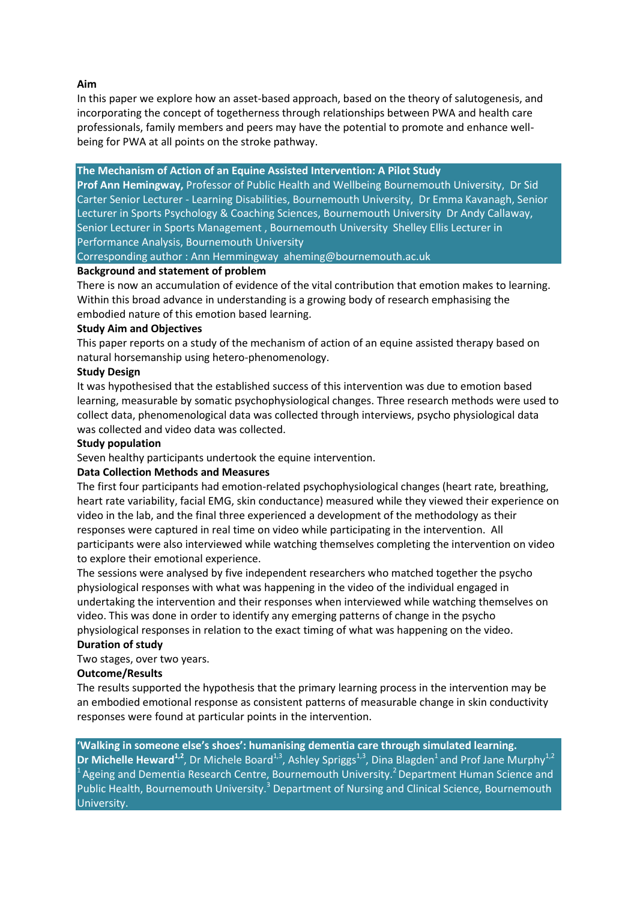**Aim**

In this paper we explore how an asset-based approach, based on the theory of salutogenesis, and incorporating the concept of togetherness through relationships between PWA and health care professionals, family members and peers may have the potential to promote and enhance well-being for PWA at all points on the stroke pathway.

## The Mechanism of Action of an Equine Assisted Intervention: A Pilot Study

**Prof Ann Hemingway,** Professor of Public Health and Wellbeing Bournemouth University, Dr Sid Carter Senior Lecturer - Learning Disabilities, Bournemouth University, Dr Emma Kavanagh, Senior Lecturer in Sports Psychology & Coaching Sciences, Bournemouth University Dr Andy Callaway, Senior Lecturer in Sports Management , Bournemouth University Shelley Ellis Lecturer in Performance Analysis, Bournemouth University

Corresponding author : Ann Hemmingway aheming@bournemouth.ac.uk

**Background and statement of problem**

There is now an accumulation of evidence of the vital contribution that emotion makes to learning. Within this broad advance in understanding is a growing body of research emphasising the embodied nature of this emotion based learning.

**Study Aim and Objectives**

This paper reports on a study of the mechanism of action of an equine assisted therapy based on natural horsemanship using hetero-phenomenology.

**Study Design**

It was hypothesised that the established success of this intervention was due to emotion based learning, measurable by somatic psychophysiological changes. Three research methods were used to collect data, phenomenological data was collected through interviews, psycho physiological data was collected and video data was collected.

**Study population**

Seven healthy participants undertook the equine intervention.

**Data Collection Methods and Measures**

The first four participants had emotion-related psychophysiological changes (heart rate, breathing, heart rate variability, facial EMG, skin conductance) measured while they viewed their experience on video in the lab, and the final three experienced a development of the methodology as their responses were captured in real time on video while participating in the intervention. All participants were also interviewed while watching themselves completing the intervention on video to explore their emotional experience.

The sessions were analysed by five independent researchers who matched together the psycho physiological responses with what was happening in the video of the individual engaged in undertaking the intervention and their responses when interviewed while watching themselves on video. This was done in order to identify any emerging patterns of change in the psycho physiological responses in relation to the exact timing of what was happening on the video.

**Duration of study**

Two stages, over two years.

**Outcome/Results**

The results supported the hypothesis that the primary learning process in the intervention may be an embodied emotional response as consistent patterns of measurable change in skin conductivity responses were found at particular points in the intervention.

## 'Walking in someone else's shoes': humanising dementia care through simulated learning.

**Dr Michelle Heward**[1,2], Dr Michele Board[1,3], Ashley Spriggs[1,3], Dina Blagden[1] and Prof Jane Murphy[1,2]

[1] Ageing and Dementia Research Centre, Bournemouth University. [2] Department Human Science and Public Health, Bournemouth University. [3] Department of Nursing and Clinical Science, Bournemouth University.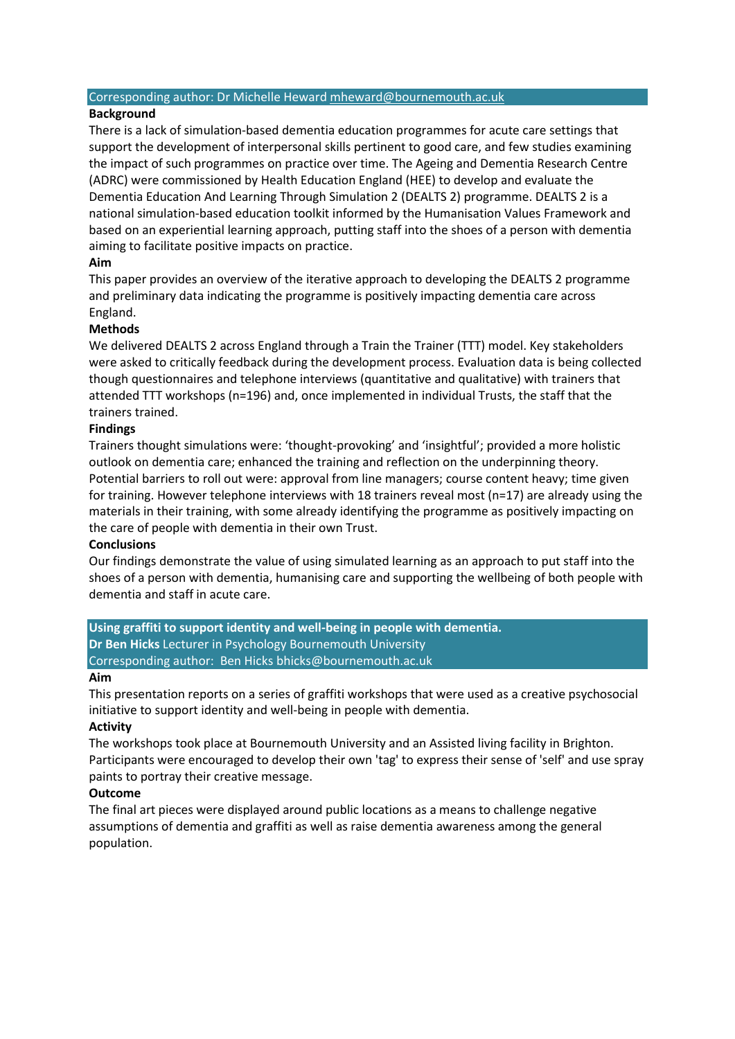Corresponding author: Dr Michelle Heward mheward@bournemouth.ac.uk

**Background**

There is a lack of simulation-based dementia education programmes for acute care settings that support the development of interpersonal skills pertinent to good care, and few studies examining the impact of such programmes on practice over time. The Ageing and Dementia Research Centre (ADRC) were commissioned by Health Education England (HEE) to develop and evaluate the Dementia Education And Learning Through Simulation 2 (DEALTS 2) programme. DEALTS 2 is a national simulation-based education toolkit informed by the Humanisation Values Framework and based on an experiential learning approach, putting staff into the shoes of a person with dementia aiming to facilitate positive impacts on practice.

**Aim**

This paper provides an overview of the iterative approach to developing the DEALTS 2 programme and preliminary data indicating the programme is positively impacting dementia care across England.

**Methods**

We delivered DEALTS 2 across England through a Train the Trainer (TTT) model. Key stakeholders were asked to critically feedback during the development process. Evaluation data is being collected though questionnaires and telephone interviews (quantitative and qualitative) with trainers that attended TTT workshops (n=196) and, once implemented in individual Trusts, the staff that the trainers trained.

**Findings**

Trainers thought simulations were: 'thought-provoking' and 'insightful'; provided a more holistic outlook on dementia care; enhanced the training and reflection on the underpinning theory. Potential barriers to roll out were: approval from line managers; course content heavy; time given for training. However telephone interviews with 18 trainers reveal most (n=17) are already using the materials in their training, with some already identifying the programme as positively impacting on the care of people with dementia in their own Trust.

**Conclusions**

Our findings demonstrate the value of using simulated learning as an approach to put staff into the shoes of a person with dementia, humanising care and supporting the wellbeing of both people with dementia and staff in acute care.

## Using graffiti to support identity and well-being in people with dementia.

**Dr Ben Hicks** Lecturer in Psychology Bournemouth University

Corresponding author: Ben Hicks bhicks@bournemouth.ac.uk

**Aim**

This presentation reports on a series of graffiti workshops that were used as a creative psychosocial initiative to support identity and well-being in people with dementia.

**Activity**

The workshops took place at Bournemouth University and an Assisted living facility in Brighton. Participants were encouraged to develop their own 'tag' to express their sense of 'self' and use spray paints to portray their creative message.

**Outcome**

The final art pieces were displayed around public locations as a means to challenge negative assumptions of dementia and graffiti as well as raise dementia awareness among the general population.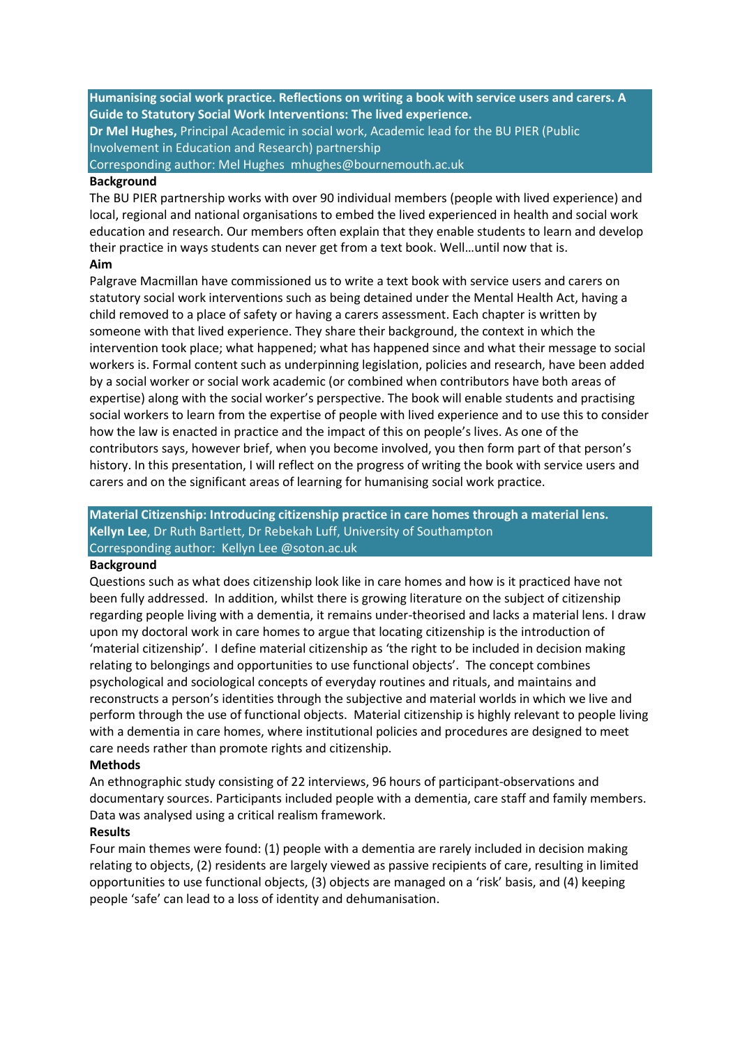**Humanising social work practice. Reflections on writing a book with service users and carers. A Guide to Statutory Social Work Interventions: The lived experience.**

**Dr Mel Hughes,** Principal Academic in social work, Academic lead for the BU PIER (Public Involvement in Education and Research) partnership

Corresponding author: Mel Hughes mhughes@bournemouth.ac.uk

**Background**

The BU PIER partnership works with over 90 individual members (people with lived experience) and local, regional and national organisations to embed the lived experienced in health and social work education and research. Our members often explain that they enable students to learn and develop their practice in ways students can never get from a text book. Well…until now that is.

**Aim**

Palgrave Macmillan have commissioned us to write a text book with service users and carers on statutory social work interventions such as being detained under the Mental Health Act, having a child removed to a place of safety or having a carers assessment. Each chapter is written by someone with that lived experience. They share their background, the context in which the intervention took place; what happened; what has happened since and what their message to social workers is. Formal content such as underpinning legislation, policies and research, have been added by a social worker or social work academic (or combined when contributors have both areas of expertise) along with the social worker's perspective. The book will enable students and practising social workers to learn from the expertise of people with lived experience and to use this to consider how the law is enacted in practice and the impact of this on people's lives. As one of the contributors says, however brief, when you become involved, you then form part of that person's history. In this presentation, I will reflect on the progress of writing the book with service users and carers and on the significant areas of learning for humanising social work practice.

**Material Citizenship: Introducing citizenship practice in care homes through a material lens.**

**Kellyn Lee**, Dr Ruth Bartlett, Dr Rebekah Luff, University of Southampton

Corresponding author: Kellyn Lee @soton.ac.uk

**Background**

Questions such as what does citizenship look like in care homes and how is it practiced have not been fully addressed. In addition, whilst there is growing literature on the subject of citizenship regarding people living with a dementia, it remains under-theorised and lacks a material lens. I draw upon my doctoral work in care homes to argue that locating citizenship is the introduction of 'material citizenship'. I define material citizenship as 'the right to be included in decision making relating to belongings and opportunities to use functional objects'. The concept combines psychological and sociological concepts of everyday routines and rituals, and maintains and reconstructs a person's identities through the subjective and material worlds in which we live and perform through the use of functional objects. Material citizenship is highly relevant to people living with a dementia in care homes, where institutional policies and procedures are designed to meet care needs rather than promote rights and citizenship.

**Methods**

An ethnographic study consisting of 22 interviews, 96 hours of participant-observations and documentary sources. Participants included people with a dementia, care staff and family members. Data was analysed using a critical realism framework.

**Results**

Four main themes were found: (1) people with a dementia are rarely included in decision making relating to objects, (2) residents are largely viewed as passive recipients of care, resulting in limited opportunities to use functional objects, (3) objects are managed on a 'risk' basis, and (4) keeping people 'safe' can lead to a loss of identity and dehumanisation.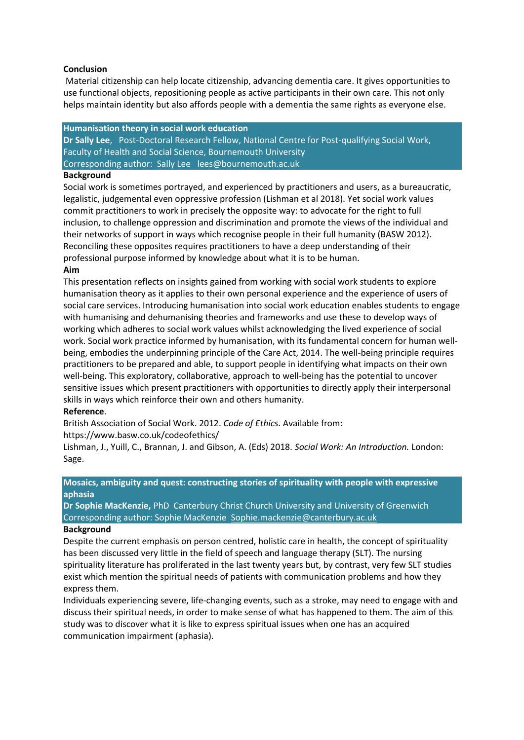**Conclusion**

Material citizenship can help locate citizenship, advancing dementia care. It gives opportunities to use functional objects, repositioning people as active participants in their own care. This not only helps maintain identity but also affords people with a dementia the same rights as everyone else.

## Humanisation theory in social work education

**Dr Sally Lee**, Post-Doctoral Research Fellow, National Centre for Post-qualifying Social Work, Faculty of Health and Social Science, Bournemouth University

Corresponding author: Sally Lee lees@bournemouth.ac.uk

**Background**

Social work is sometimes portrayed, and experienced by practitioners and users, as a bureaucratic, legalistic, judgemental even oppressive profession (Lishman et al 2018). Yet social work values commit practitioners to work in precisely the opposite way: to advocate for the right to full inclusion, to challenge oppression and discrimination and promote the views of the individual and their networks of support in ways which recognise people in their full humanity (BASW 2012). Reconciling these opposites requires practitioners to have a deep understanding of their professional purpose informed by knowledge about what it is to be human.

**Aim**

This presentation reflects on insights gained from working with social work students to explore humanisation theory as it applies to their own personal experience and the experience of users of social care services. Introducing humanisation into social work education enables students to engage with humanising and dehumanising theories and frameworks and use these to develop ways of working which adheres to social work values whilst acknowledging the lived experience of social work. Social work practice informed by humanisation, with its fundamental concern for human well-being, embodies the underpinning principle of the Care Act, 2014. The well-being principle requires practitioners to be prepared and able, to support people in identifying what impacts on their own well-being. This exploratory, collaborative, approach to well-being has the potential to uncover sensitive issues which present practitioners with opportunities to directly apply their interpersonal skills in ways which reinforce their own and others humanity.

**Reference**.

British Association of Social Work. 2012. *Code of Ethics*. Available from: https://www.basw.co.uk/codeofethics/

Lishman, J., Yuill, C., Brannan, J. and Gibson, A. (Eds) 2018. *Social Work: An Introduction.* London: Sage.

## Mosaics, ambiguity and quest: constructing stories of spirituality with people with expressive aphasia

**Dr Sophie MacKenzie,** PhD Canterbury Christ Church University and University of Greenwich

Corresponding author: Sophie MacKenzie Sophie.mackenzie@canterbury.ac.uk

**Background**

Despite the current emphasis on person centred, holistic care in health, the concept of spirituality has been discussed very little in the field of speech and language therapy (SLT). The nursing spirituality literature has proliferated in the last twenty years but, by contrast, very few SLT studies exist which mention the spiritual needs of patients with communication problems and how they express them.

Individuals experiencing severe, life-changing events, such as a stroke, may need to engage with and discuss their spiritual needs, in order to make sense of what has happened to them. The aim of this study was to discover what it is like to express spiritual issues when one has an acquired communication impairment (aphasia).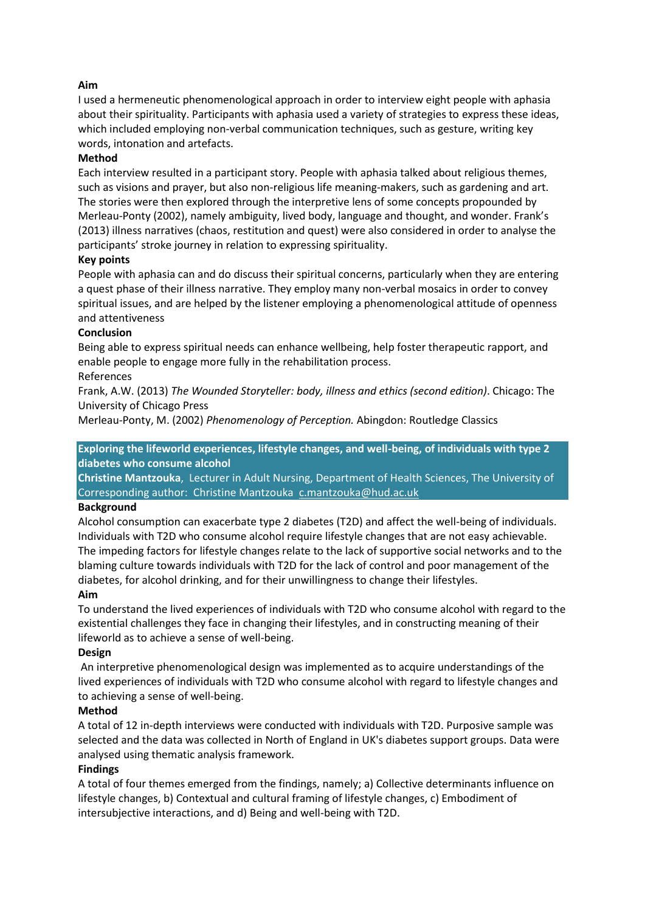**Aim**

I used a hermeneutic phenomenological approach in order to interview eight people with aphasia about their spirituality. Participants with aphasia used a variety of strategies to express these ideas, which included employing non-verbal communication techniques, such as gesture, writing key words, intonation and artefacts.

**Method**

Each interview resulted in a participant story. People with aphasia talked about religious themes, such as visions and prayer, but also non-religious life meaning-makers, such as gardening and art. The stories were then explored through the interpretive lens of some concepts propounded by Merleau-Ponty (2002), namely ambiguity, lived body, language and thought, and wonder. Frank's (2013) illness narratives (chaos, restitution and quest) were also considered in order to analyse the participants' stroke journey in relation to expressing spirituality.

**Key points**

People with aphasia can and do discuss their spiritual concerns, particularly when they are entering a quest phase of their illness narrative. They employ many non-verbal mosaics in order to convey spiritual issues, and are helped by the listener employing a phenomenological attitude of openness and attentiveness

**Conclusion**

Being able to express spiritual needs can enhance wellbeing, help foster therapeutic rapport, and enable people to engage more fully in the rehabilitation process.

References

Frank, A.W. (2013) *The Wounded Storyteller: body, illness and ethics (second edition)*. Chicago: The University of Chicago Press

Merleau-Ponty, M. (2002) *Phenomenology of Perception.* Abingdon: Routledge Classics

## Exploring the lifeworld experiences, lifestyle changes, and well-being, of individuals with type 2 diabetes who consume alcohol

**Christine Mantzouka**, Lecturer in Adult Nursing, Department of Health Sciences, The University of Corresponding author: Christine Mantzouka c.mantzouka@hud.ac.uk

**Background**

Alcohol consumption can exacerbate type 2 diabetes (T2D) and affect the well-being of individuals. Individuals with T2D who consume alcohol require lifestyle changes that are not easy achievable. The impeding factors for lifestyle changes relate to the lack of supportive social networks and to the blaming culture towards individuals with T2D for the lack of control and poor management of the diabetes, for alcohol drinking, and for their unwillingness to change their lifestyles.

**Aim**

To understand the lived experiences of individuals with T2D who consume alcohol with regard to the existential challenges they face in changing their lifestyles, and in constructing meaning of their lifeworld as to achieve a sense of well-being.

**Design**

An interpretive phenomenological design was implemented as to acquire understandings of the lived experiences of individuals with T2D who consume alcohol with regard to lifestyle changes and to achieving a sense of well-being.

**Method**

A total of 12 in-depth interviews were conducted with individuals with T2D. Purposive sample was selected and the data was collected in North of England in UK's diabetes support groups. Data were analysed using thematic analysis framework.

**Findings**

A total of four themes emerged from the findings, namely; a) Collective determinants influence on lifestyle changes, b) Contextual and cultural framing of lifestyle changes, c) Embodiment of intersubjective interactions, and d) Being and well-being with T2D.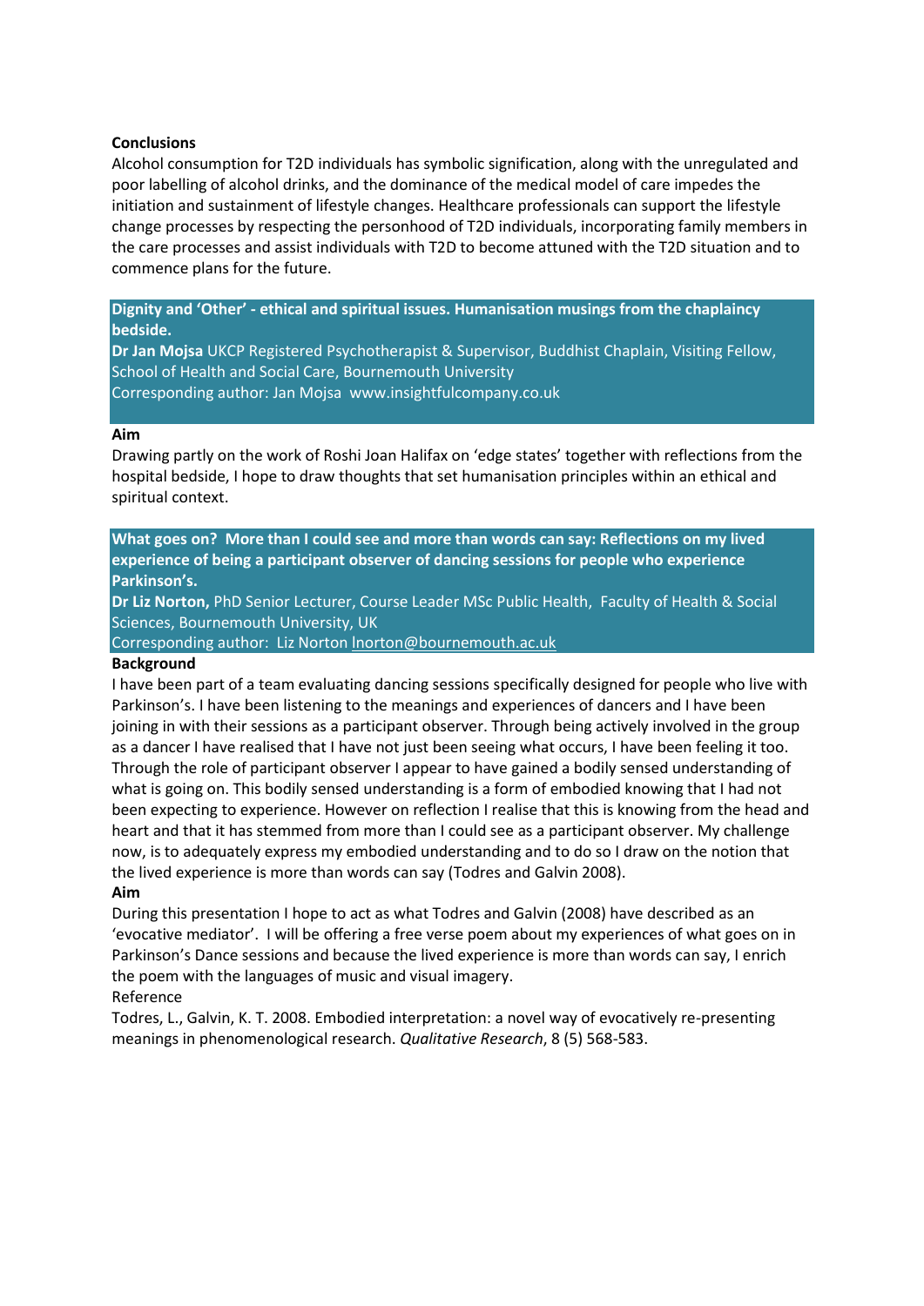**Conclusions**

Alcohol consumption for T2D individuals has symbolic signification, along with the unregulated and poor labelling of alcohol drinks, and the dominance of the medical model of care impedes the initiation and sustainment of lifestyle changes. Healthcare professionals can support the lifestyle change processes by respecting the personhood of T2D individuals, incorporating family members in the care processes and assist individuals with T2D to become attuned with the T2D situation and to commence plans for the future.

**Dignity and 'Other' - ethical and spiritual issues. Humanisation musings from the chaplaincy bedside.**

**Dr Jan Mojsa** UKCP Registered Psychotherapist & Supervisor, Buddhist Chaplain, Visiting Fellow, School of Health and Social Care, Bournemouth University

Corresponding author: Jan Mojsa www.insightfulcompany.co.uk

**Aim**

Drawing partly on the work of Roshi Joan Halifax on 'edge states' together with reflections from the hospital bedside, I hope to draw thoughts that set humanisation principles within an ethical and spiritual context.

**What goes on? More than I could see and more than words can say: Reflections on my lived experience of being a participant observer of dancing sessions for people who experience Parkinson's.**

**Dr Liz Norton,** PhD Senior Lecturer, Course Leader MSc Public Health, Faculty of Health & Social Sciences, Bournemouth University, UK

Corresponding author: Liz Norton lnorton@bournemouth.ac.uk

**Background**

I have been part of a team evaluating dancing sessions specifically designed for people who live with Parkinson's. I have been listening to the meanings and experiences of dancers and I have been joining in with their sessions as a participant observer. Through being actively involved in the group as a dancer I have realised that I have not just been seeing what occurs, I have been feeling it too. Through the role of participant observer I appear to have gained a bodily sensed understanding of what is going on. This bodily sensed understanding is a form of embodied knowing that I had not been expecting to experience. However on reflection I realise that this is knowing from the head and heart and that it has stemmed from more than I could see as a participant observer. My challenge now, is to adequately express my embodied understanding and to do so I draw on the notion that the lived experience is more than words can say (Todres and Galvin 2008).

**Aim**

During this presentation I hope to act as what Todres and Galvin (2008) have described as an 'evocative mediator'. I will be offering a free verse poem about my experiences of what goes on in Parkinson's Dance sessions and because the lived experience is more than words can say, I enrich the poem with the languages of music and visual imagery.

Reference

Todres, L., Galvin, K. T. 2008. Embodied interpretation: a novel way of evocatively re-presenting meanings in phenomenological research. *Qualitative Research*, 8 (5) 568-583.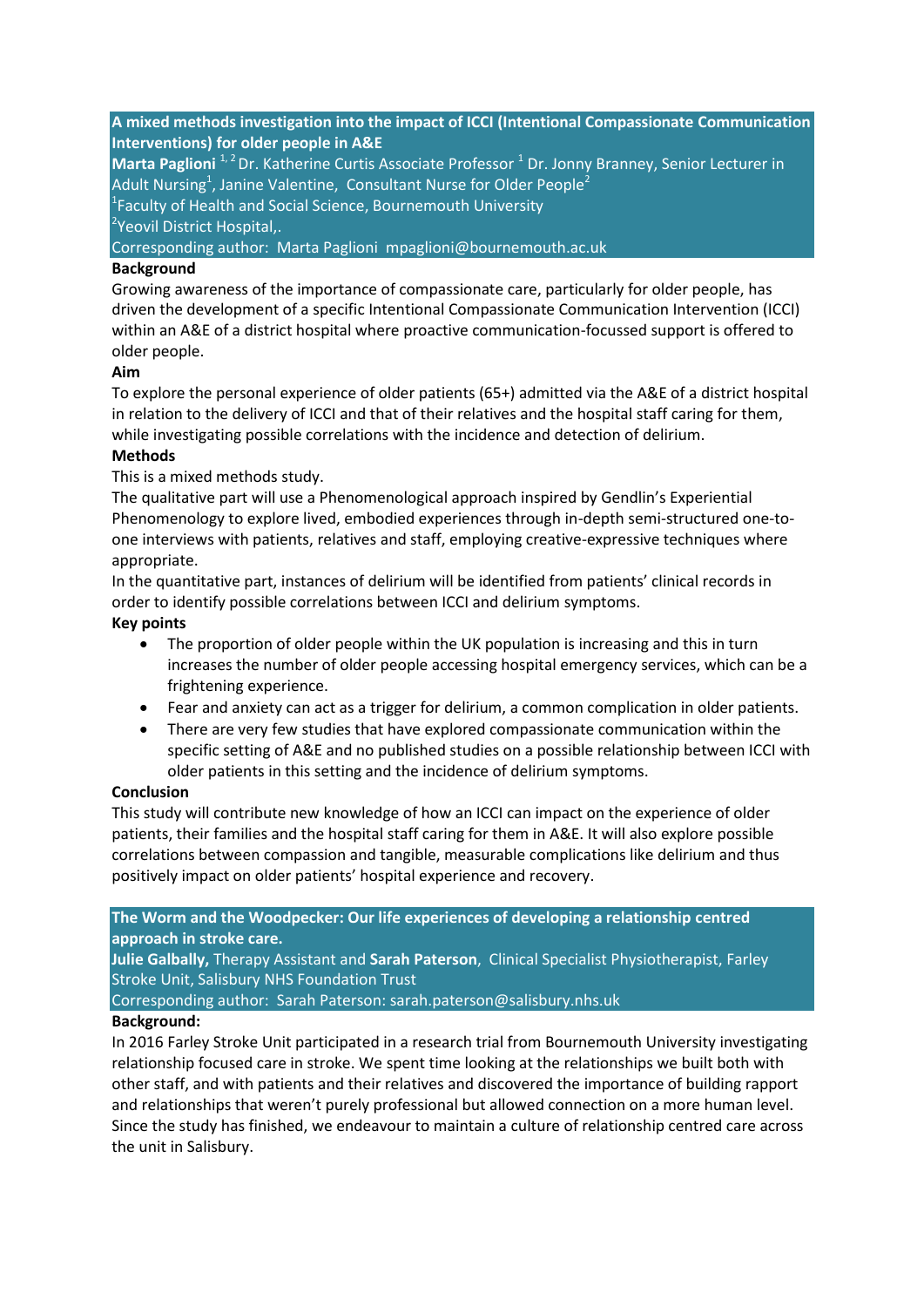## A mixed methods investigation into the impact of ICCI (Intentional Compassionate Communication Interventions) for older people in A&E

**Marta Paglioni** [1,2] Dr. Katherine Curtis Associate Professor [1] Dr. Jonny Branney, Senior Lecturer in Adult Nursing[1], Janine Valentine, Consultant Nurse for Older People[2]

[1]Faculty of Health and Social Science, Bournemouth University

[2]Yeovil District Hospital,.

Corresponding author: Marta Paglioni mpaglioni@bournemouth.ac.uk

**Background**

Growing awareness of the importance of compassionate care, particularly for older people, has driven the development of a specific Intentional Compassionate Communication Intervention (ICCI) within an A&E of a district hospital where proactive communication-focussed support is offered to older people.

**Aim**

To explore the personal experience of older patients (65+) admitted via the A&E of a district hospital in relation to the delivery of ICCI and that of their relatives and the hospital staff caring for them, while investigating possible correlations with the incidence and detection of delirium.

**Methods**

This is a mixed methods study.

The qualitative part will use a Phenomenological approach inspired by Gendlin's Experiential Phenomenology to explore lived, embodied experiences through in-depth semi-structured one-to-one interviews with patients, relatives and staff, employing creative-expressive techniques where appropriate.

In the quantitative part, instances of delirium will be identified from patients' clinical records in order to identify possible correlations between ICCI and delirium symptoms.

**Key points**

- The proportion of older people within the UK population is increasing and this in turn increases the number of older people accessing hospital emergency services, which can be a frightening experience.
- Fear and anxiety can act as a trigger for delirium, a common complication in older patients.
- There are very few studies that have explored compassionate communication within the specific setting of A&E and no published studies on a possible relationship between ICCI with older patients in this setting and the incidence of delirium symptoms.

**Conclusion**

This study will contribute new knowledge of how an ICCI can impact on the experience of older patients, their families and the hospital staff caring for them in A&E. It will also explore possible correlations between compassion and tangible, measurable complications like delirium and thus positively impact on older patients' hospital experience and recovery.

## The Worm and the Woodpecker: Our life experiences of developing a relationship centred approach in stroke care.

**Julie Galbally,** Therapy Assistant and **Sarah Paterson**, Clinical Specialist Physiotherapist, Farley Stroke Unit, Salisbury NHS Foundation Trust

Corresponding author: Sarah Paterson: sarah.paterson@salisbury.nhs.uk

**Background:**

In 2016 Farley Stroke Unit participated in a research trial from Bournemouth University investigating relationship focused care in stroke. We spent time looking at the relationships we built both with other staff, and with patients and their relatives and discovered the importance of building rapport and relationships that weren't purely professional but allowed connection on a more human level. Since the study has finished, we endeavour to maintain a culture of relationship centred care across the unit in Salisbury.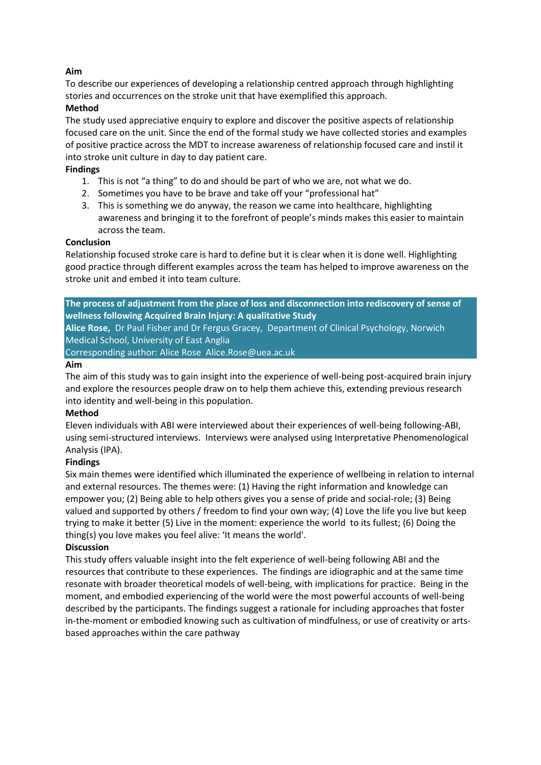**Aim**

To describe our experiences of developing a relationship centred approach through highlighting stories and occurrences on the stroke unit that have exemplified this approach.

**Method**

The study used appreciative enquiry to explore and discover the positive aspects of relationship focused care on the unit. Since the end of the formal study we have collected stories and examples of positive practice across the MDT to increase awareness of relationship focused care and instil it into stroke unit culture in day to day patient care.

**Findings**

1. This is not "a thing" to do and should be part of who we are, not what we do.
2. Sometimes you have to be brave and take off your "professional hat"
3. This is something we do anyway, the reason we came into healthcare, highlighting awareness and bringing it to the forefront of people's minds makes this easier to maintain across the team.

**Conclusion**

Relationship focused stroke care is hard to define but it is clear when it is done well. Highlighting good practice through different examples across the team has helped to improve awareness on the stroke unit and embed it into team culture.

## The process of adjustment from the place of loss and disconnection into rediscovery of sense of wellness following Acquired Brain Injury: A qualitative Study

**Alice Rose,** Dr Paul Fisher and Dr Fergus Gracey, Department of Clinical Psychology, Norwich Medical School, University of East Anglia

Corresponding author: Alice Rose Alice.Rose@uea.ac.uk

**Aim**

The aim of this study was to gain insight into the experience of well-being post-acquired brain injury and explore the resources people draw on to help them achieve this, extending previous research into identity and well-being in this population.

**Method**

Eleven individuals with ABI were interviewed about their experiences of well-being following-ABI, using semi-structured interviews. Interviews were analysed using Interpretative Phenomenological Analysis (IPA).

**Findings**

Six main themes were identified which illuminated the experience of wellbeing in relation to internal and external resources. The themes were: (1) Having the right information and knowledge can empower you; (2) Being able to help others gives you a sense of pride and social-role; (3) Being valued and supported by others / freedom to find your own way; (4) Love the life you live but keep trying to make it better (5) Live in the moment: experience the world to its fullest; (6) Doing the thing(s) you love makes you feel alive: 'It means the world'.

**Discussion**

This study offers valuable insight into the felt experience of well-being following ABI and the resources that contribute to these experiences. The findings are idiographic and at the same time resonate with broader theoretical models of well-being, with implications for practice. Being in the moment, and embodied experiencing of the world were the most powerful accounts of well-being described by the participants. The findings suggest a rationale for including approaches that foster in-the-moment or embodied knowing such as cultivation of mindfulness, or use of creativity or arts-based approaches within the care pathway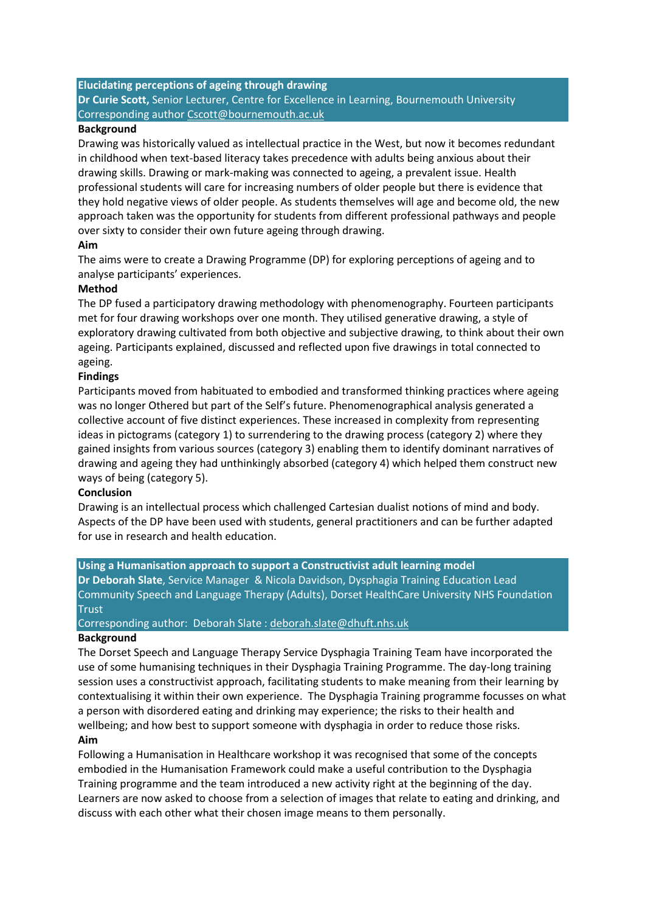## Elucidating perceptions of ageing through drawing

**Dr Curie Scott,** Senior Lecturer, Centre for Excellence in Learning, Bournemouth University

Corresponding author Cscott@bournemouth.ac.uk

**Background**

Drawing was historically valued as intellectual practice in the West, but now it becomes redundant in childhood when text-based literacy takes precedence with adults being anxious about their drawing skills. Drawing or mark-making was connected to ageing, a prevalent issue. Health professional students will care for increasing numbers of older people but there is evidence that they hold negative views of older people. As students themselves will age and become old, the new approach taken was the opportunity for students from different professional pathways and people over sixty to consider their own future ageing through drawing.

**Aim**

The aims were to create a Drawing Programme (DP) for exploring perceptions of ageing and to analyse participants' experiences.

**Method**

The DP fused a participatory drawing methodology with phenomenography. Fourteen participants met for four drawing workshops over one month. They utilised generative drawing, a style of exploratory drawing cultivated from both objective and subjective drawing, to think about their own ageing. Participants explained, discussed and reflected upon five drawings in total connected to ageing.

**Findings**

Participants moved from habituated to embodied and transformed thinking practices where ageing was no longer Othered but part of the Self's future. Phenomenographical analysis generated a collective account of five distinct experiences. These increased in complexity from representing ideas in pictograms (category 1) to surrendering to the drawing process (category 2) where they gained insights from various sources (category 3) enabling them to identify dominant narratives of drawing and ageing they had unthinkingly absorbed (category 4) which helped them construct new ways of being (category 5).

**Conclusion**

Drawing is an intellectual process which challenged Cartesian dualist notions of mind and body. Aspects of the DP have been used with students, general practitioners and can be further adapted for use in research and health education.

## Using a Humanisation approach to support a Constructivist adult learning model

**Dr Deborah Slate**, Service Manager & Nicola Davidson, Dysphagia Training Education Lead Community Speech and Language Therapy (Adults), Dorset HealthCare University NHS Foundation Trust

Corresponding author: Deborah Slate : deborah.slate@dhuft.nhs.uk

**Background**

The Dorset Speech and Language Therapy Service Dysphagia Training Team have incorporated the use of some humanising techniques in their Dysphagia Training Programme. The day-long training session uses a constructivist approach, facilitating students to make meaning from their learning by contextualising it within their own experience. The Dysphagia Training programme focusses on what a person with disordered eating and drinking may experience; the risks to their health and wellbeing; and how best to support someone with dysphagia in order to reduce those risks.

**Aim**

Following a Humanisation in Healthcare workshop it was recognised that some of the concepts embodied in the Humanisation Framework could make a useful contribution to the Dysphagia Training programme and the team introduced a new activity right at the beginning of the day. Learners are now asked to choose from a selection of images that relate to eating and drinking, and discuss with each other what their chosen image means to them personally.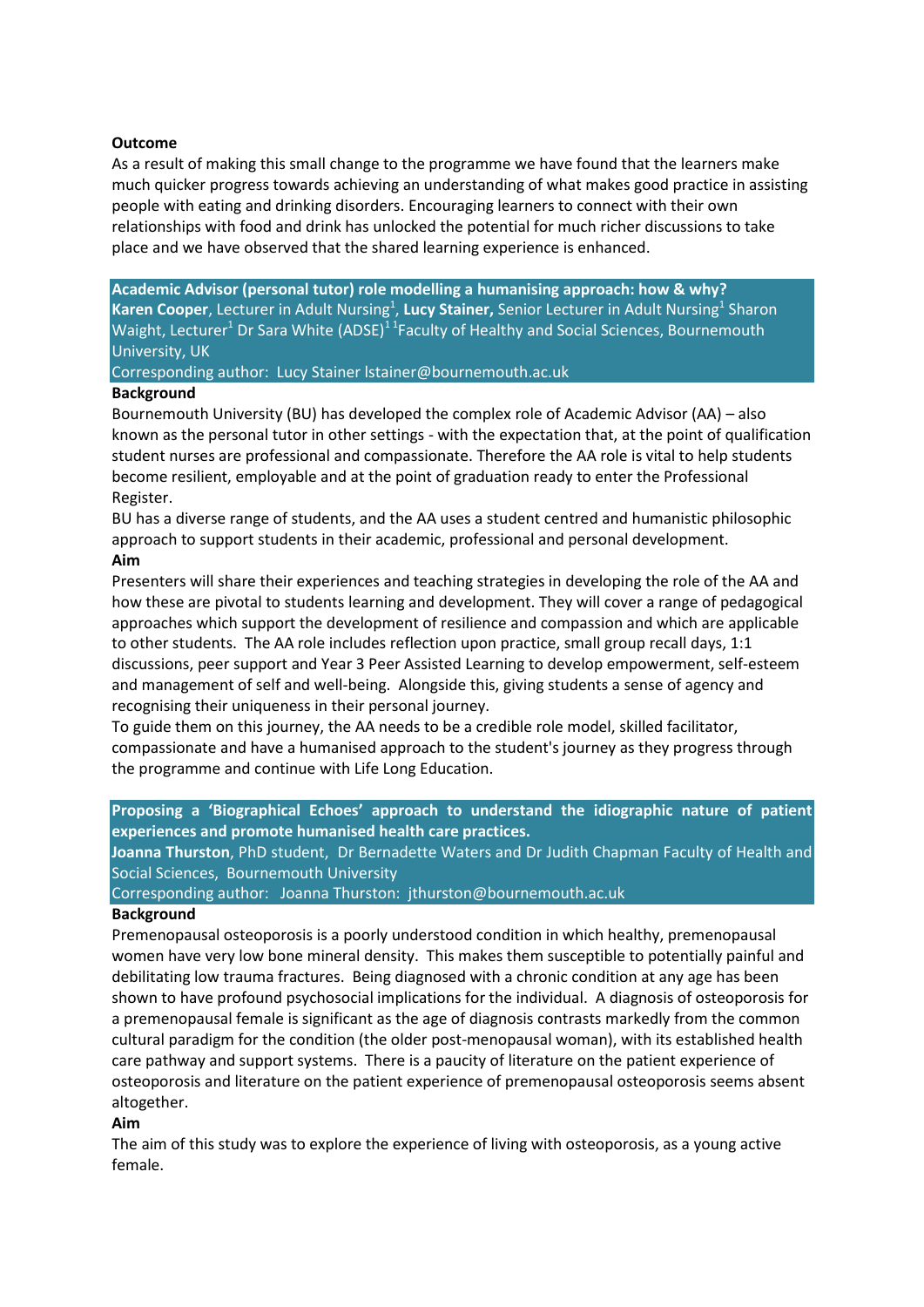**Outcome**

As a result of making this small change to the programme we have found that the learners make much quicker progress towards achieving an understanding of what makes good practice in assisting people with eating and drinking disorders. Encouraging learners to connect with their own relationships with food and drink has unlocked the potential for much richer discussions to take place and we have observed that the shared learning experience is enhanced.

## Academic Advisor (personal tutor) role modelling a humanising approach: how & why?

**Karen Cooper**, Lecturer in Adult Nursing[1], **Lucy Stainer,** Senior Lecturer in Adult Nursing[1] Sharon Waight, Lecturer[1] Dr Sara White (ADSE)[1] [1]Faculty of Healthy and Social Sciences, Bournemouth University, UK

Corresponding author: Lucy Stainer lstainer@bournemouth.ac.uk

**Background**

Bournemouth University (BU) has developed the complex role of Academic Advisor (AA) – also known as the personal tutor in other settings - with the expectation that, at the point of qualification student nurses are professional and compassionate. Therefore the AA role is vital to help students become resilient, employable and at the point of graduation ready to enter the Professional Register.

BU has a diverse range of students, and the AA uses a student centred and humanistic philosophic approach to support students in their academic, professional and personal development.

**Aim**

Presenters will share their experiences and teaching strategies in developing the role of the AA and how these are pivotal to students learning and development. They will cover a range of pedagogical approaches which support the development of resilience and compassion and which are applicable to other students. The AA role includes reflection upon practice, small group recall days, 1:1 discussions, peer support and Year 3 Peer Assisted Learning to develop empowerment, self-esteem and management of self and well-being. Alongside this, giving students a sense of agency and recognising their uniqueness in their personal journey.

To guide them on this journey, the AA needs to be a credible role model, skilled facilitator, compassionate and have a humanised approach to the student's journey as they progress through the programme and continue with Life Long Education.

## Proposing a 'Biographical Echoes' approach to understand the idiographic nature of patient experiences and promote humanised health care practices.

**Joanna Thurston**, PhD student, Dr Bernadette Waters and Dr Judith Chapman Faculty of Health and Social Sciences, Bournemouth University

Corresponding author: Joanna Thurston: jthurston@bournemouth.ac.uk

**Background**

Premenopausal osteoporosis is a poorly understood condition in which healthy, premenopausal women have very low bone mineral density. This makes them susceptible to potentially painful and debilitating low trauma fractures. Being diagnosed with a chronic condition at any age has been shown to have profound psychosocial implications for the individual. A diagnosis of osteoporosis for a premenopausal female is significant as the age of diagnosis contrasts markedly from the common cultural paradigm for the condition (the older post-menopausal woman), with its established health care pathway and support systems. There is a paucity of literature on the patient experience of osteoporosis and literature on the patient experience of premenopausal osteoporosis seems absent altogether.

**Aim**

The aim of this study was to explore the experience of living with osteoporosis, as a young active female.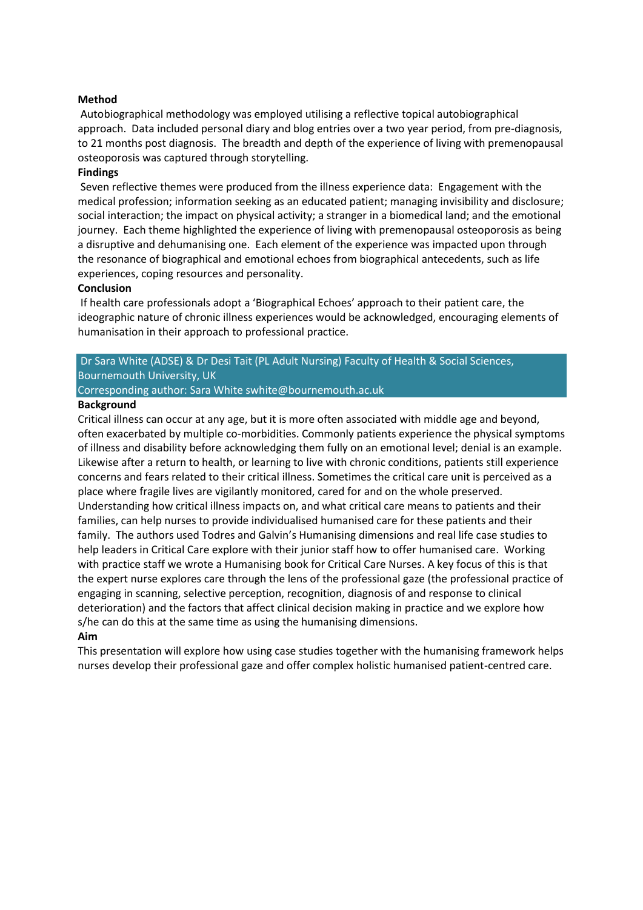**Method**

Autobiographical methodology was employed utilising a reflective topical autobiographical approach. Data included personal diary and blog entries over a two year period, from pre-diagnosis, to 21 months post diagnosis. The breadth and depth of the experience of living with premenopausal osteoporosis was captured through storytelling.

**Findings**

Seven reflective themes were produced from the illness experience data: Engagement with the medical profession; information seeking as an educated patient; managing invisibility and disclosure; social interaction; the impact on physical activity; a stranger in a biomedical land; and the emotional journey. Each theme highlighted the experience of living with premenopausal osteoporosis as being a disruptive and dehumanising one. Each element of the experience was impacted upon through the resonance of biographical and emotional echoes from biographical antecedents, such as life experiences, coping resources and personality.

**Conclusion**

If health care professionals adopt a 'Biographical Echoes' approach to their patient care, the ideographic nature of chronic illness experiences would be acknowledged, encouraging elements of humanisation in their approach to professional practice.

Dr Sara White (ADSE) & Dr Desi Tait (PL Adult Nursing) Faculty of Health & Social Sciences, Bournemouth University, UK
Corresponding author: Sara White swhite@bournemouth.ac.uk

**Background**

Critical illness can occur at any age, but it is more often associated with middle age and beyond, often exacerbated by multiple co-morbidities. Commonly patients experience the physical symptoms of illness and disability before acknowledging them fully on an emotional level; denial is an example. Likewise after a return to health, or learning to live with chronic conditions, patients still experience concerns and fears related to their critical illness. Sometimes the critical care unit is perceived as a place where fragile lives are vigilantly monitored, cared for and on the whole preserved. Understanding how critical illness impacts on, and what critical care means to patients and their families, can help nurses to provide individualised humanised care for these patients and their family. The authors used Todres and Galvin's Humanising dimensions and real life case studies to help leaders in Critical Care explore with their junior staff how to offer humanised care. Working with practice staff we wrote a Humanising book for Critical Care Nurses. A key focus of this is that the expert nurse explores care through the lens of the professional gaze (the professional practice of engaging in scanning, selective perception, recognition, diagnosis of and response to clinical deterioration) and the factors that affect clinical decision making in practice and we explore how s/he can do this at the same time as using the humanising dimensions.

**Aim**

This presentation will explore how using case studies together with the humanising framework helps nurses develop their professional gaze and offer complex holistic humanised patient-centred care.